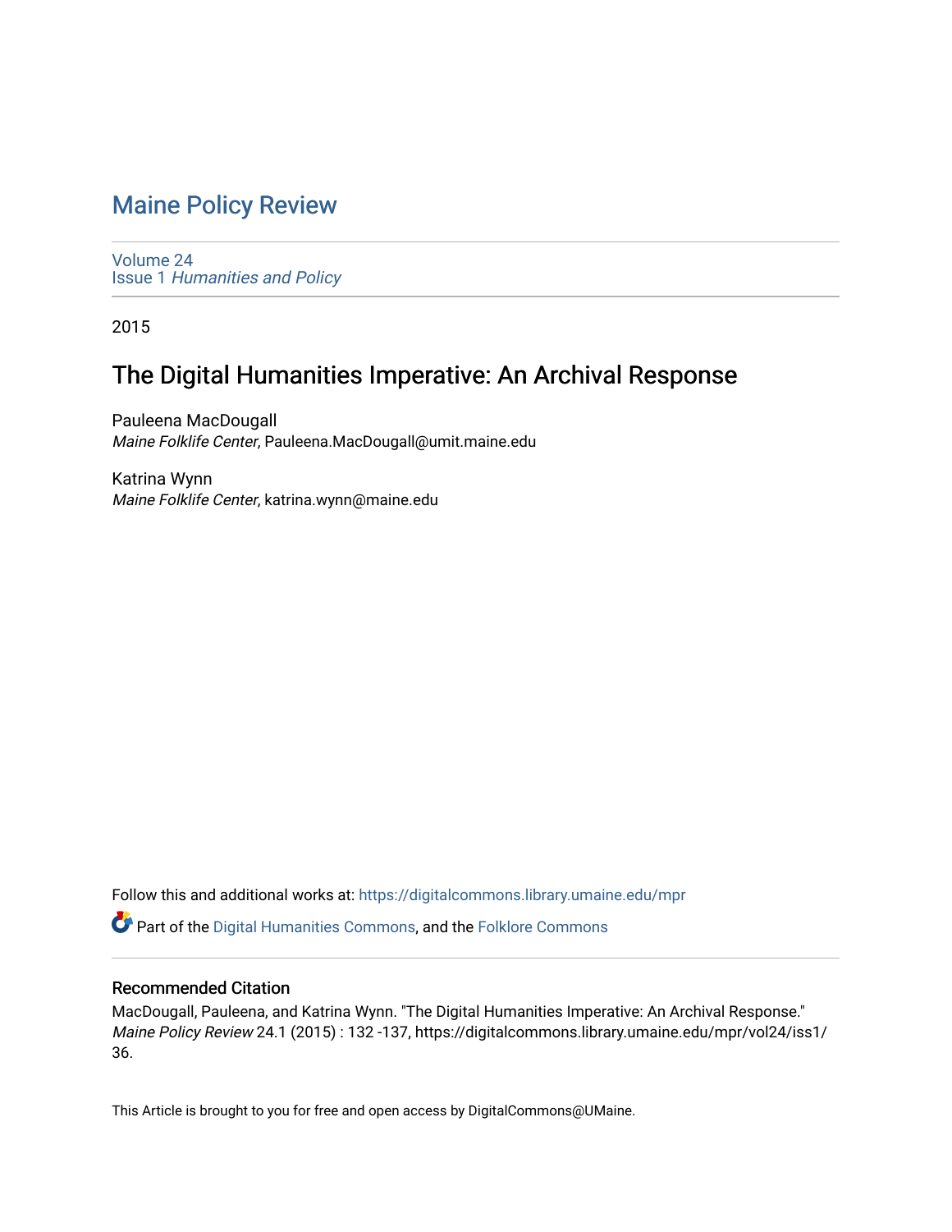# Maine Policy Review

Volume 24
Issue 1 *Humanities and Policy*

2015

## The Digital Humanities Imperative: An Archival Response

Pauleena MacDougall
*Maine Folklife Center*, Pauleena.MacDougall@umit.maine.edu

Katrina Wynn
*Maine Folklife Center*, katrina.wynn@maine.edu

Follow this and additional works at: https://digitalcommons.library.umaine.edu/mpr

Part of the Digital Humanities Commons, and the Folklore Commons

### Recommended Citation

MacDougall, Pauleena, and Katrina Wynn. "The Digital Humanities Imperative: An Archival Response." *Maine Policy Review* 24.1 (2015) : 132 -137, https://digitalcommons.library.umaine.edu/mpr/vol24/iss1/36.

This Article is brought to you for free and open access by DigitalCommons@UMaine.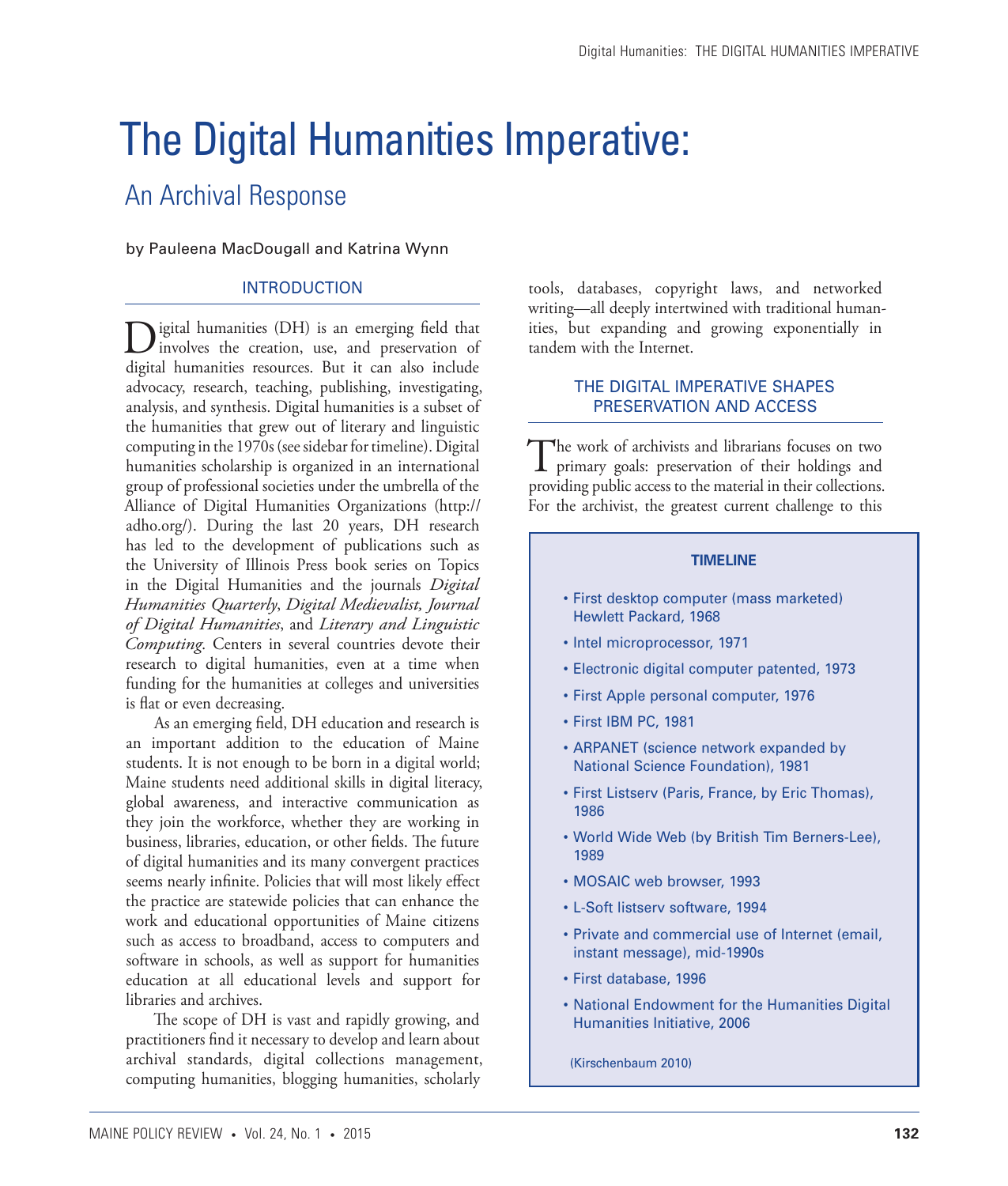# The Digital Humanities Imperative:

## An Archival Response

by Pauleena MacDougall and Katrina Wynn

### INTRODUCTION

Digital humanities (DH) is an emerging field that involves the creation, use, and preservation of digital humanities resources. But it can also include advocacy, research, teaching, publishing, investigating, analysis, and synthesis. Digital humanities is a subset of the humanities that grew out of literary and linguistic computing in the 1970s (see sidebar for timeline). Digital humanities scholarship is organized in an international group of professional societies under the umbrella of the Alliance of Digital Humanities Organizations (http://adho.org/). During the last 20 years, DH research has led to the development of publications such as the University of Illinois Press book series on Topics in the Digital Humanities and the journals *Digital Humanities Quarterly*, *Digital Medievalist, Journal of Digital Humanities*, and *Literary and Linguistic Computing*. Centers in several countries devote their research to digital humanities, even at a time when funding for the humanities at colleges and universities is flat or even decreasing.

As an emerging field, DH education and research is an important addition to the education of Maine students. It is not enough to be born in a digital world; Maine students need additional skills in digital literacy, global awareness, and interactive communication as they join the workforce, whether they are working in business, libraries, education, or other fields. The future of digital humanities and its many convergent practices seems nearly infinite. Policies that will most likely effect the practice are statewide policies that can enhance the work and educational opportunities of Maine citizens such as access to broadband, access to computers and software in schools, as well as support for humanities education at all educational levels and support for libraries and archives.

The scope of DH is vast and rapidly growing, and practitioners find it necessary to develop and learn about archival standards, digital collections management, computing humanities, blogging humanities, scholarly tools, databases, copyright laws, and networked writing—all deeply intertwined with traditional humanities, but expanding and growing exponentially in tandem with the Internet.

### THE DIGITAL IMPERATIVE SHAPES PRESERVATION AND ACCESS

The work of archivists and librarians focuses on two primary goals: preservation of their holdings and providing public access to the material in their collections. For the archivist, the greatest current challenge to this

**TIMELINE**

- First desktop computer (mass marketed) Hewlett Packard, 1968
- Intel microprocessor, 1971
- Electronic digital computer patented, 1973
- First Apple personal computer, 1976
- First IBM PC, 1981
- ARPANET (science network expanded by National Science Foundation), 1981
- First Listserv (Paris, France, by Eric Thomas), 1986
- World Wide Web (by British Tim Berners-Lee), 1989
- MOSAIC web browser, 1993
- L-Soft listserv software, 1994
- Private and commercial use of Internet (email, instant message), mid-1990s
- First database, 1996
- National Endowment for the Humanities Digital Humanities Initiative, 2006

(Kirschenbaum 2010)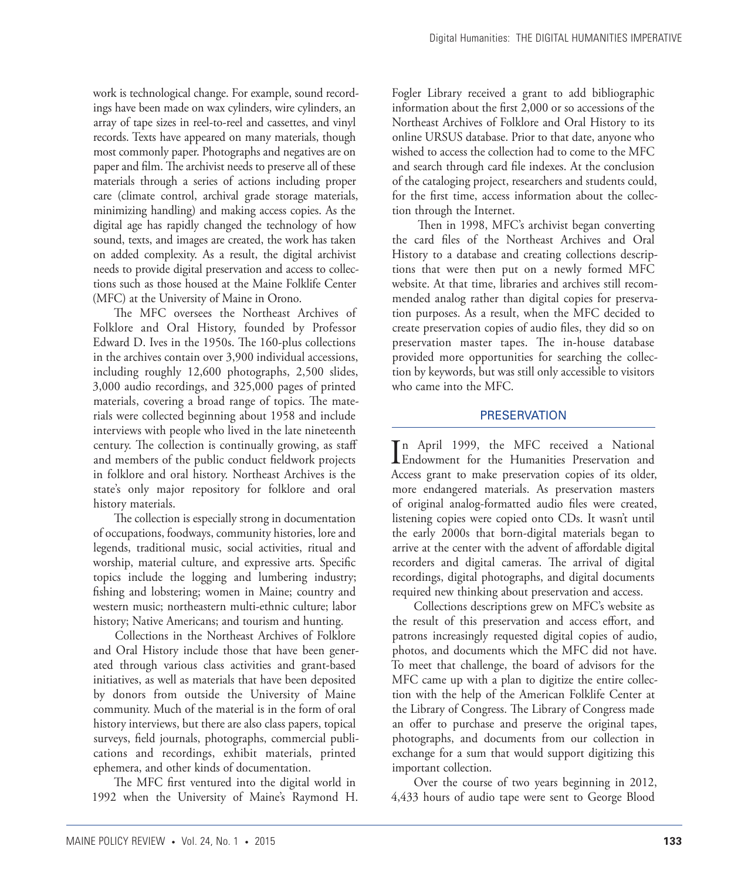work is technological change. For example, sound recordings have been made on wax cylinders, wire cylinders, an array of tape sizes in reel-to-reel and cassettes, and vinyl records. Texts have appeared on many materials, though most commonly paper. Photographs and negatives are on paper and film. The archivist needs to preserve all of these materials through a series of actions including proper care (climate control, archival grade storage materials, minimizing handling) and making access copies. As the digital age has rapidly changed the technology of how sound, texts, and images are created, the work has taken on added complexity. As a result, the digital archivist needs to provide digital preservation and access to collections such as those housed at the Maine Folklife Center (MFC) at the University of Maine in Orono.

The MFC oversees the Northeast Archives of Folklore and Oral History, founded by Professor Edward D. Ives in the 1950s. The 160-plus collections in the archives contain over 3,900 individual accessions, including roughly 12,600 photographs, 2,500 slides, 3,000 audio recordings, and 325,000 pages of printed materials, covering a broad range of topics. The materials were collected beginning about 1958 and include interviews with people who lived in the late nineteenth century. The collection is continually growing, as staff and members of the public conduct fieldwork projects in folklore and oral history. Northeast Archives is the state's only major repository for folklore and oral history materials.

The collection is especially strong in documentation of occupations, foodways, community histories, lore and legends, traditional music, social activities, ritual and worship, material culture, and expressive arts. Specific topics include the logging and lumbering industry; fishing and lobstering; women in Maine; country and western music; northeastern multi-ethnic culture; labor history; Native Americans; and tourism and hunting.

Collections in the Northeast Archives of Folklore and Oral History include those that have been generated through various class activities and grant-based initiatives, as well as materials that have been deposited by donors from outside the University of Maine community. Much of the material is in the form of oral history interviews, but there are also class papers, topical surveys, field journals, photographs, commercial publications and recordings, exhibit materials, printed ephemera, and other kinds of documentation.

The MFC first ventured into the digital world in 1992 when the University of Maine's Raymond H. Fogler Library received a grant to add bibliographic information about the first 2,000 or so accessions of the Northeast Archives of Folklore and Oral History to its online URSUS database. Prior to that date, anyone who wished to access the collection had to come to the MFC and search through card file indexes. At the conclusion of the cataloging project, researchers and students could, for the first time, access information about the collection through the Internet.

Then in 1998, MFC's archivist began converting the card files of the Northeast Archives and Oral History to a database and creating collections descriptions that were then put on a newly formed MFC website. At that time, libraries and archives still recommended analog rather than digital copies for preservation purposes. As a result, when the MFC decided to create preservation copies of audio files, they did so on preservation master tapes. The in-house database provided more opportunities for searching the collection by keywords, but was still only accessible to visitors who came into the MFC.

## PRESERVATION

In April 1999, the MFC received a National Endowment for the Humanities Preservation and Access grant to make preservation copies of its older, more endangered materials. As preservation masters of original analog-formatted audio files were created, listening copies were copied onto CDs. It wasn't until the early 2000s that born-digital materials began to arrive at the center with the advent of affordable digital recorders and digital cameras. The arrival of digital recordings, digital photographs, and digital documents required new thinking about preservation and access.

Collections descriptions grew on MFC's website as the result of this preservation and access effort, and patrons increasingly requested digital copies of audio, photos, and documents which the MFC did not have. To meet that challenge, the board of advisors for the MFC came up with a plan to digitize the entire collection with the help of the American Folklife Center at the Library of Congress. The Library of Congress made an offer to purchase and preserve the original tapes, photographs, and documents from our collection in exchange for a sum that would support digitizing this important collection.

Over the course of two years beginning in 2012, 4,433 hours of audio tape were sent to George Blood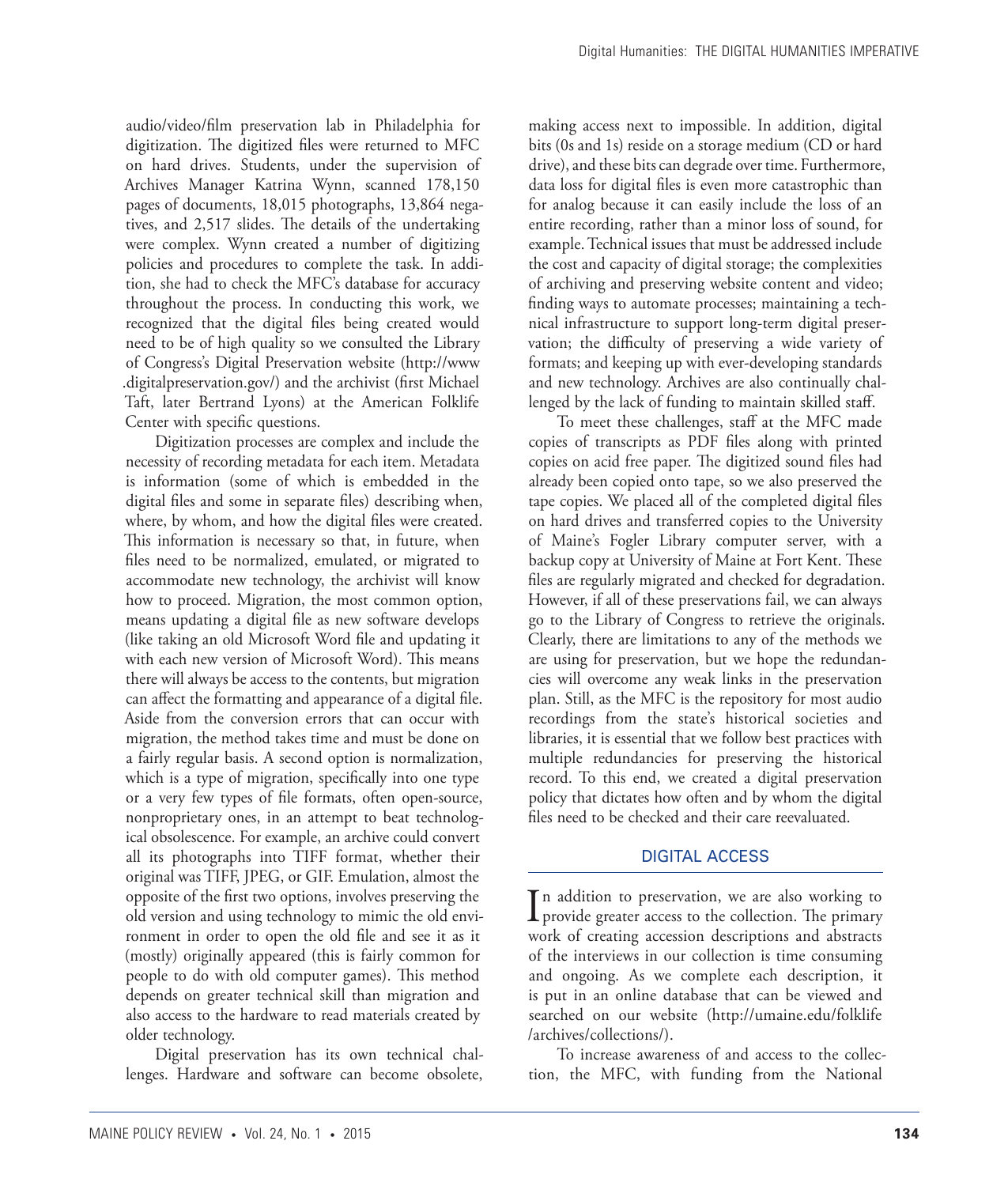audio/video/film preservation lab in Philadelphia for digitization. The digitized files were returned to MFC on hard drives. Students, under the supervision of Archives Manager Katrina Wynn, scanned 178,150 pages of documents, 18,015 photographs, 13,864 negatives, and 2,517 slides. The details of the undertaking were complex. Wynn created a number of digitizing policies and procedures to complete the task. In addition, she had to check the MFC's database for accuracy throughout the process. In conducting this work, we recognized that the digital files being created would need to be of high quality so we consulted the Library of Congress's Digital Preservation website (http://www.digitalpreservation.gov/) and the archivist (first Michael Taft, later Bertrand Lyons) at the American Folklife Center with specific questions.

Digitization processes are complex and include the necessity of recording metadata for each item. Metadata is information (some of which is embedded in the digital files and some in separate files) describing when, where, by whom, and how the digital files were created. This information is necessary so that, in future, when files need to be normalized, emulated, or migrated to accommodate new technology, the archivist will know how to proceed. Migration, the most common option, means updating a digital file as new software develops (like taking an old Microsoft Word file and updating it with each new version of Microsoft Word). This means there will always be access to the contents, but migration can affect the formatting and appearance of a digital file. Aside from the conversion errors that can occur with migration, the method takes time and must be done on a fairly regular basis. A second option is normalization, which is a type of migration, specifically into one type or a very few types of file formats, often open-source, nonproprietary ones, in an attempt to beat technological obsolescence. For example, an archive could convert all its photographs into TIFF format, whether their original was TIFF, JPEG, or GIF. Emulation, almost the opposite of the first two options, involves preserving the old version and using technology to mimic the old environment in order to open the old file and see it as it (mostly) originally appeared (this is fairly common for people to do with old computer games). This method depends on greater technical skill than migration and also access to the hardware to read materials created by older technology.

Digital preservation has its own technical challenges. Hardware and software can become obsolete, making access next to impossible. In addition, digital bits (0s and 1s) reside on a storage medium (CD or hard drive), and these bits can degrade over time. Furthermore, data loss for digital files is even more catastrophic than for analog because it can easily include the loss of an entire recording, rather than a minor loss of sound, for example. Technical issues that must be addressed include the cost and capacity of digital storage; the complexities of archiving and preserving website content and video; finding ways to automate processes; maintaining a technical infrastructure to support long-term digital preservation; the difficulty of preserving a wide variety of formats; and keeping up with ever-developing standards and new technology. Archives are also continually challenged by the lack of funding to maintain skilled staff.

To meet these challenges, staff at the MFC made copies of transcripts as PDF files along with printed copies on acid free paper. The digitized sound files had already been copied onto tape, so we also preserved the tape copies. We placed all of the completed digital files on hard drives and transferred copies to the University of Maine's Fogler Library computer server, with a backup copy at University of Maine at Fort Kent. These files are regularly migrated and checked for degradation. However, if all of these preservations fail, we can always go to the Library of Congress to retrieve the originals. Clearly, there are limitations to any of the methods we are using for preservation, but we hope the redundancies will overcome any weak links in the preservation plan. Still, as the MFC is the repository for most audio recordings from the state's historical societies and libraries, it is essential that we follow best practices with multiple redundancies for preserving the historical record. To this end, we created a digital preservation policy that dictates how often and by whom the digital files need to be checked and their care reevaluated.

## DIGITAL ACCESS

In addition to preservation, we are also working to provide greater access to the collection. The primary work of creating accession descriptions and abstracts of the interviews in our collection is time consuming and ongoing. As we complete each description, it is put in an online database that can be viewed and searched on our website (http://umaine.edu/folklife/archives/collections/).

To increase awareness of and access to the collection, the MFC, with funding from the National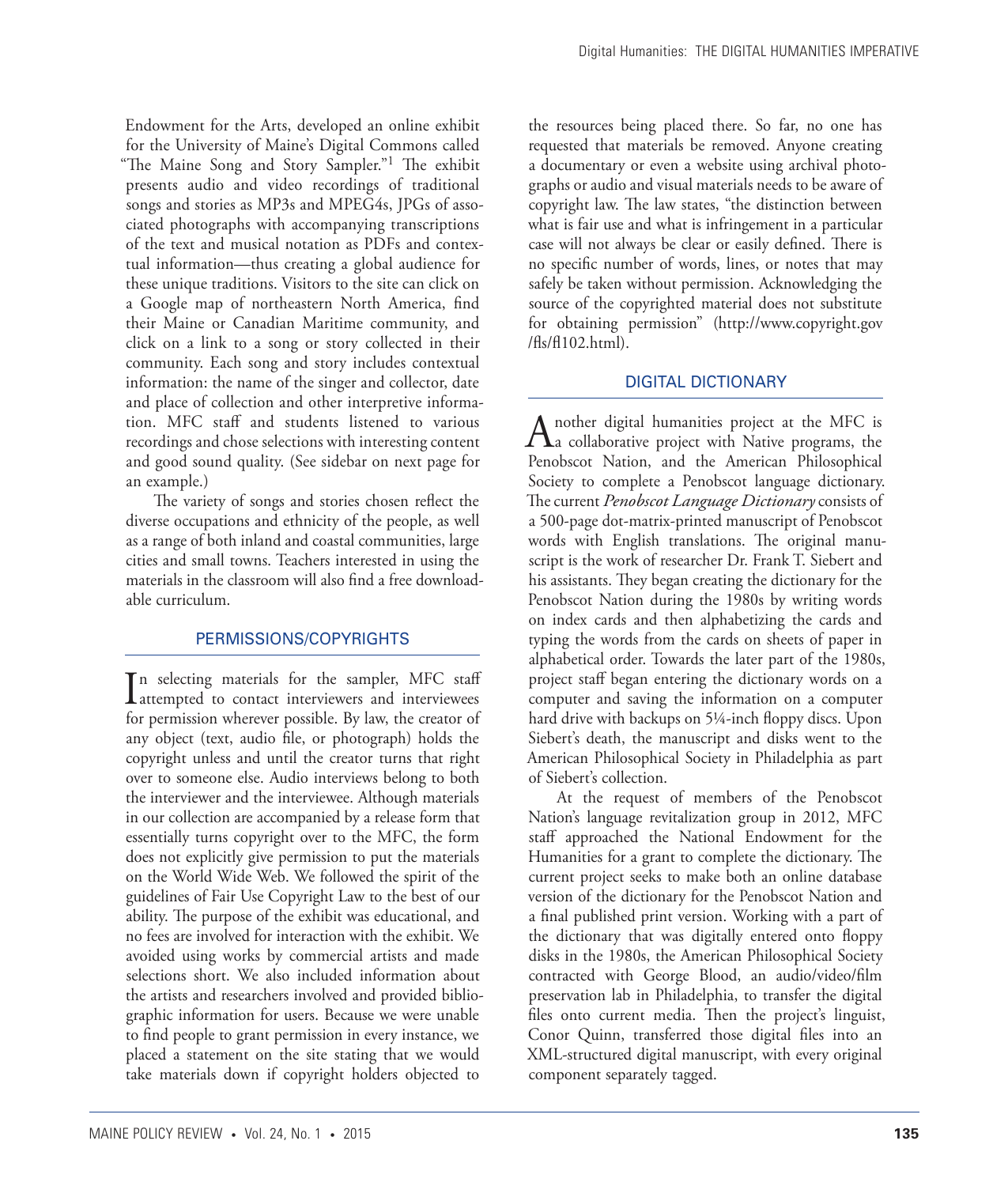Endowment for the Arts, developed an online exhibit for the University of Maine's Digital Commons called "The Maine Song and Story Sampler."[1] The exhibit presents audio and video recordings of traditional songs and stories as MP3s and MPEG4s, JPGs of associated photographs with accompanying transcriptions of the text and musical notation as PDFs and contextual information—thus creating a global audience for these unique traditions. Visitors to the site can click on a Google map of northeastern North America, find their Maine or Canadian Maritime community, and click on a link to a song or story collected in their community. Each song and story includes contextual information: the name of the singer and collector, date and place of collection and other interpretive information. MFC staff and students listened to various recordings and chose selections with interesting content and good sound quality. (See sidebar on next page for an example.)

The variety of songs and stories chosen reflect the diverse occupations and ethnicity of the people, as well as a range of both inland and coastal communities, large cities and small towns. Teachers interested in using the materials in the classroom will also find a free downloadable curriculum.

## PERMISSIONS/COPYRIGHTS

In selecting materials for the sampler, MFC staff attempted to contact interviewers and interviewees for permission wherever possible. By law, the creator of any object (text, audio file, or photograph) holds the copyright unless and until the creator turns that right over to someone else. Audio interviews belong to both the interviewer and the interviewee. Although materials in our collection are accompanied by a release form that essentially turns copyright over to the MFC, the form does not explicitly give permission to put the materials on the World Wide Web. We followed the spirit of the guidelines of Fair Use Copyright Law to the best of our ability. The purpose of the exhibit was educational, and no fees are involved for interaction with the exhibit. We avoided using works by commercial artists and made selections short. We also included information about the artists and researchers involved and provided bibliographic information for users. Because we were unable to find people to grant permission in every instance, we placed a statement on the site stating that we would take materials down if copyright holders objected to the resources being placed there. So far, no one has requested that materials be removed. Anyone creating a documentary or even a website using archival photographs or audio and visual materials needs to be aware of copyright law. The law states, "the distinction between what is fair use and what is infringement in a particular case will not always be clear or easily defined. There is no specific number of words, lines, or notes that may safely be taken without permission. Acknowledging the source of the copyrighted material does not substitute for obtaining permission" (http://www.copyright.gov/fls/fl102.html).

## DIGITAL DICTIONARY

Another digital humanities project at the MFC is a collaborative project with Native programs, the Penobscot Nation, and the American Philosophical Society to complete a Penobscot language dictionary. The current *Penobscot Language Dictionary* consists of a 500-page dot-matrix-printed manuscript of Penobscot words with English translations. The original manuscript is the work of researcher Dr. Frank T. Siebert and his assistants. They began creating the dictionary for the Penobscot Nation during the 1980s by writing words on index cards and then alphabetizing the cards and typing the words from the cards on sheets of paper in alphabetical order. Towards the later part of the 1980s, project staff began entering the dictionary words on a computer and saving the information on a computer hard drive with backups on 5¼-inch floppy discs. Upon Siebert's death, the manuscript and disks went to the American Philosophical Society in Philadelphia as part of Siebert's collection.

At the request of members of the Penobscot Nation's language revitalization group in 2012, MFC staff approached the National Endowment for the Humanities for a grant to complete the dictionary. The current project seeks to make both an online database version of the dictionary for the Penobscot Nation and a final published print version. Working with a part of the dictionary that was digitally entered onto floppy disks in the 1980s, the American Philosophical Society contracted with George Blood, an audio/video/film preservation lab in Philadelphia, to transfer the digital files onto current media. Then the project's linguist, Conor Quinn, transferred those digital files into an XML-structured digital manuscript, with every original component separately tagged.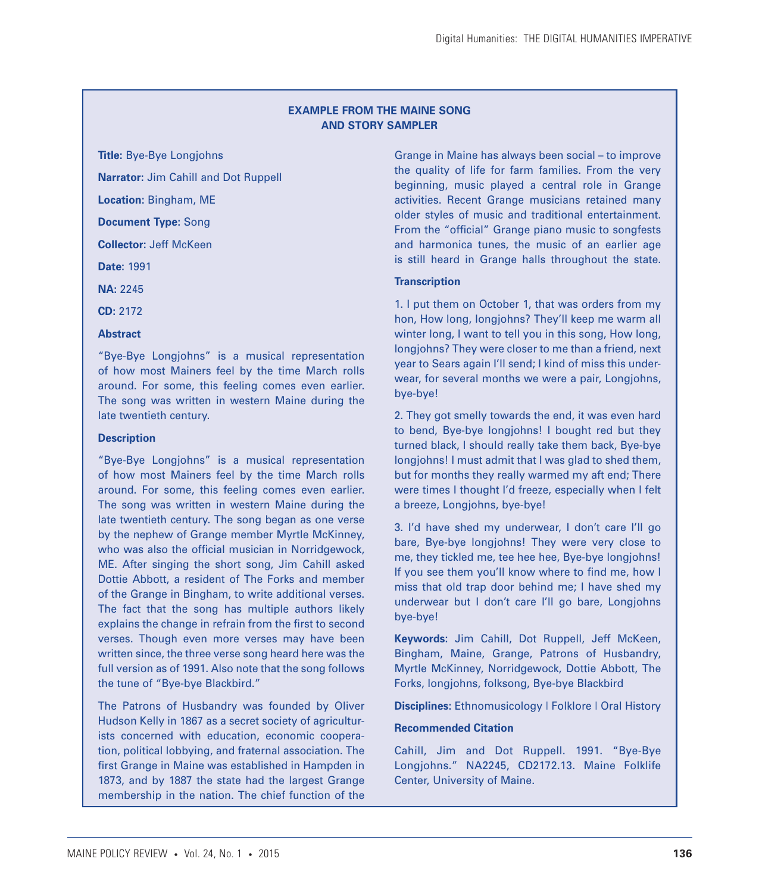## EXAMPLE FROM THE MAINE SONG AND STORY SAMPLER

**Title:** Bye-Bye Longjohns

**Narrator:** Jim Cahill and Dot Ruppell

**Location:** Bingham, ME

**Document Type:** Song

**Collector:** Jeff McKeen

**Date:** 1991

**NA:** 2245

**CD:** 2172

### Abstract

"Bye-Bye Longjohns" is a musical representation of how most Mainers feel by the time March rolls around. For some, this feeling comes even earlier. The song was written in western Maine during the late twentieth century.

### Description

"Bye-Bye Longjohns" is a musical representation of how most Mainers feel by the time March rolls around. For some, this feeling comes even earlier. The song was written in western Maine during the late twentieth century. The song began as one verse by the nephew of Grange member Myrtle McKinney, who was also the official musician in Norridgewock, ME. After singing the short song, Jim Cahill asked Dottie Abbott, a resident of The Forks and member of the Grange in Bingham, to write additional verses. The fact that the song has multiple authors likely explains the change in refrain from the first to second verses. Though even more verses may have been written since, the three verse song heard here was the full version as of 1991. Also note that the song follows the tune of "Bye-bye Blackbird."

The Patrons of Husbandry was founded by Oliver Hudson Kelly in 1867 as a secret society of agriculturists concerned with education, economic cooperation, political lobbying, and fraternal association. The first Grange in Maine was established in Hampden in 1873, and by 1887 the state had the largest Grange membership in the nation. The chief function of the Grange in Maine has always been social – to improve the quality of life for farm families. From the very beginning, music played a central role in Grange activities. Recent Grange musicians retained many older styles of music and traditional entertainment. From the "official" Grange piano music to songfests and harmonica tunes, the music of an earlier age is still heard in Grange halls throughout the state.

### Transcription

1. I put them on October 1, that was orders from my hon, How long, longjohns? They'll keep me warm all winter long, I want to tell you in this song, How long, longjohns? They were closer to me than a friend, next year to Sears again I'll send; I kind of miss this underwear, for several months we were a pair, Longjohns, bye-bye!

2. They got smelly towards the end, it was even hard to bend, Bye-bye longjohns! I bought red but they turned black, I should really take them back, Bye-bye longjohns! I must admit that I was glad to shed them, but for months they really warmed my aft end; There were times I thought I'd freeze, especially when I felt a breeze, Longjohns, bye-bye!

3. I'd have shed my underwear, I don't care I'll go bare, Bye-bye longjohns! They were very close to me, they tickled me, tee hee hee, Bye-bye longjohns! If you see them you'll know where to find me, how I miss that old trap door behind me; I have shed my underwear but I don't care I'll go bare, Longjohns bye-bye!

**Keywords**: Jim Cahill, Dot Ruppell, Jeff McKeen, Bingham, Maine, Grange, Patrons of Husbandry, Myrtle McKinney, Norridgewock, Dottie Abbott, The Forks, longjohns, folksong, Bye-bye Blackbird

**Disciplines:** Ethnomusicology | Folklore | Oral History

### Recommended Citation

Cahill, Jim and Dot Ruppell. 1991. "Bye-Bye Longjohns." NA2245, CD2172.13. Maine Folklife Center, University of Maine.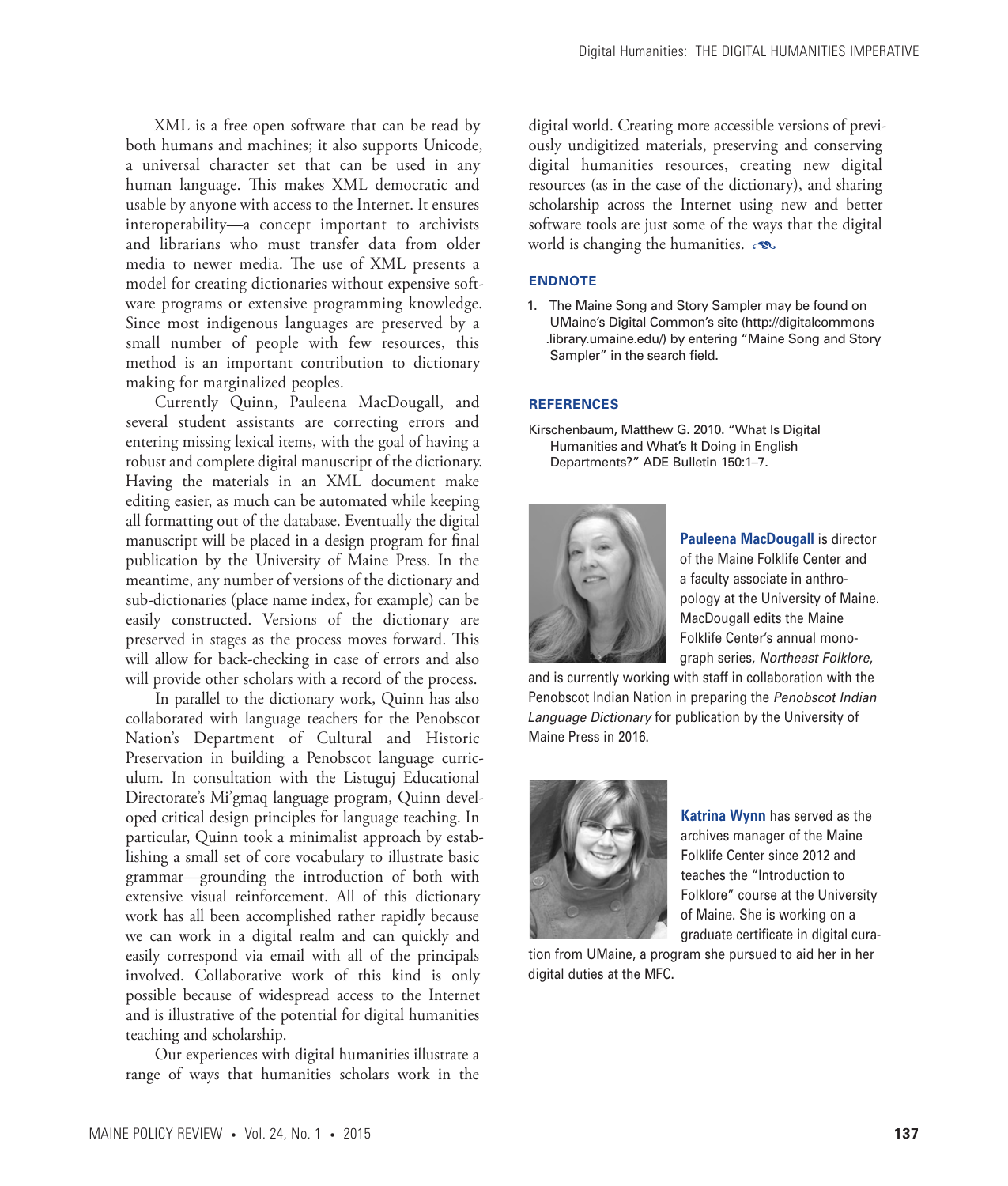XML is a free open software that can be read by both humans and machines; it also supports Unicode, a universal character set that can be used in any human language. This makes XML democratic and usable by anyone with access to the Internet. It ensures interoperability—a concept important to archivists and librarians who must transfer data from older media to newer media. The use of XML presents a model for creating dictionaries without expensive software programs or extensive programming knowledge. Since most indigenous languages are preserved by a small number of people with few resources, this method is an important contribution to dictionary making for marginalized peoples.

Currently Quinn, Pauleena MacDougall, and several student assistants are correcting errors and entering missing lexical items, with the goal of having a robust and complete digital manuscript of the dictionary. Having the materials in an XML document make editing easier, as much can be automated while keeping all formatting out of the database. Eventually the digital manuscript will be placed in a design program for final publication by the University of Maine Press. In the meantime, any number of versions of the dictionary and sub-dictionaries (place name index, for example) can be easily constructed. Versions of the dictionary are preserved in stages as the process moves forward. This will allow for back-checking in case of errors and also will provide other scholars with a record of the process.

In parallel to the dictionary work, Quinn has also collaborated with language teachers for the Penobscot Nation's Department of Cultural and Historic Preservation in building a Penobscot language curriculum. In consultation with the Listuguj Educational Directorate's Mi'gmaq language program, Quinn developed critical design principles for language teaching. In particular, Quinn took a minimalist approach by establishing a small set of core vocabulary to illustrate basic grammar—grounding the introduction of both with extensive visual reinforcement. All of this dictionary work has all been accomplished rather rapidly because we can work in a digital realm and can quickly and easily correspond via email with all of the principals involved. Collaborative work of this kind is only possible because of widespread access to the Internet and is illustrative of the potential for digital humanities teaching and scholarship.

Our experiences with digital humanities illustrate a range of ways that humanities scholars work in the digital world. Creating more accessible versions of previously undigitized materials, preserving and conserving digital humanities resources, creating new digital resources (as in the case of the dictionary), and sharing scholarship across the Internet using new and better software tools are just some of the ways that the digital world is changing the humanities.

## ENDNOTE

1. The Maine Song and Story Sampler may be found on UMaine's Digital Common's site (http://digitalcommons.library.umaine.edu/) by entering "Maine Song and Story Sampler" in the search field.

## REFERENCES

Kirschenbaum, Matthew G. 2010. "What Is Digital Humanities and What's It Doing in English Departments?" ADE Bulletin 150:1–7.

**Pauleena MacDougall** is director of the Maine Folklife Center and a faculty associate in anthropology at the University of Maine. MacDougall edits the Maine Folklife Center's annual monograph series, *Northeast Folklore*, and is currently working with staff in collaboration with the Penobscot Indian Nation in preparing the *Penobscot Indian Language Dictionary* for publication by the University of Maine Press in 2016.

**Katrina Wynn** has served as the archives manager of the Maine Folklife Center since 2012 and teaches the "Introduction to Folklore" course at the University of Maine. She is working on a graduate certificate in digital curation from UMaine, a program she pursued to aid her in her digital duties at the MFC.